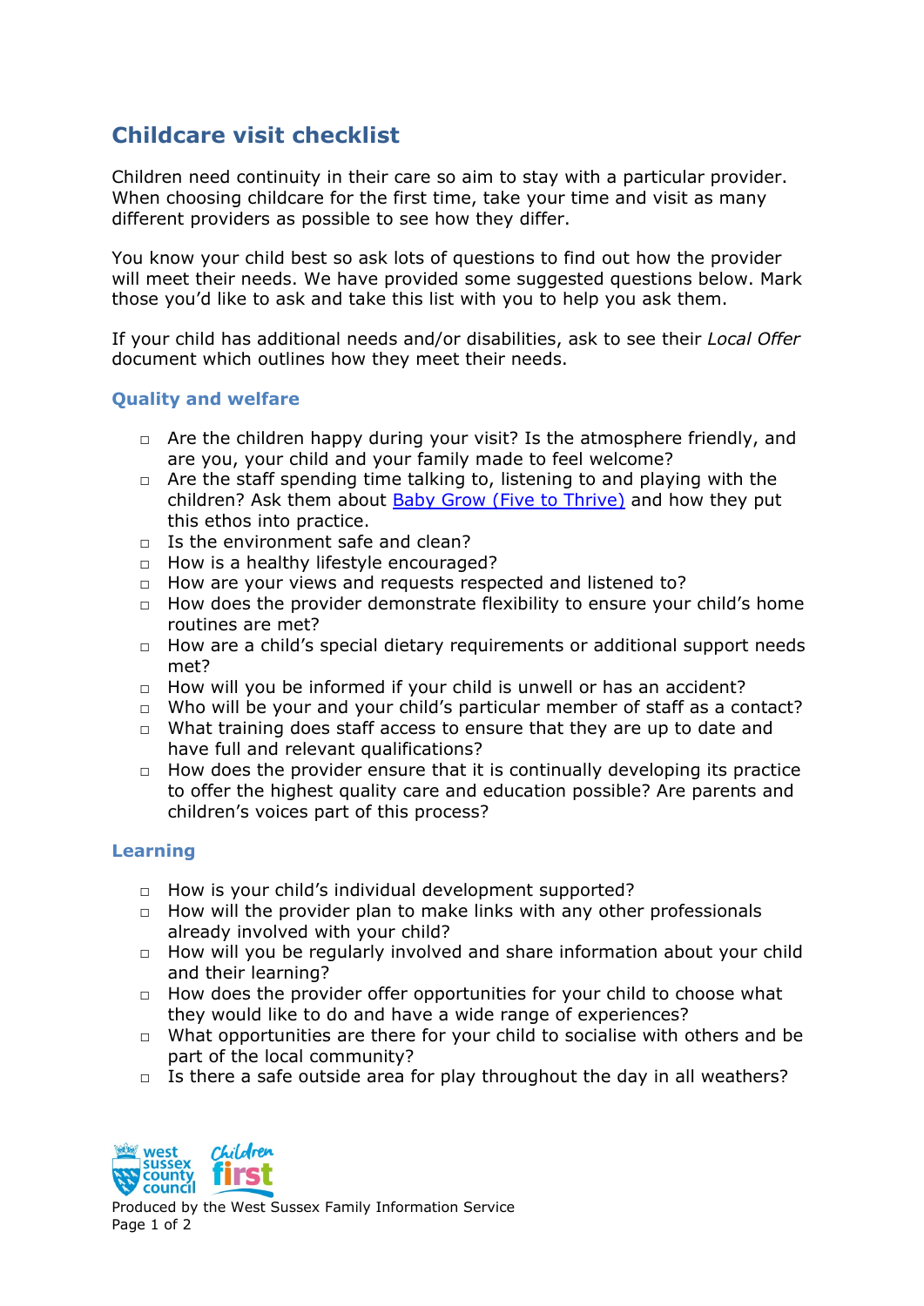# Childcare visit checklist

Children need continuity in their care so aim to stay with a particular provider. When choosing childcare for the first time, take your time and visit as many different providers as possible to see how they differ.

You know your child best so ask lots of questions to find out how the provider will meet their needs. We have provided some suggested questions below. Mark those you'd like to ask and take this list with you to help you ask them.

If your child has additional needs and/or disabilities, ask to see their *Local Offer* document which outlines how they meet their needs.

## Quality and welfare

- ☐ Are the children happy during your visit? Is the atmosphere friendly, and are you, your child and your family made to feel welcome?
- ☐ Are the staff spending time talking to, listening to and playing with the children? Ask them about Baby Grow (Five to Thrive) and how they put this ethos into practice.
- ☐ Is the environment safe and clean?
- ☐ How is a healthy lifestyle encouraged?
- ☐ How are your views and requests respected and listened to?
- ☐ How does the provider demonstrate flexibility to ensure your child's home routines are met?
- ☐ How are a child's special dietary requirements or additional support needs met?
- ☐ How will you be informed if your child is unwell or has an accident?
- ☐ Who will be your and your child's particular member of staff as a contact?
- ☐ What training does staff access to ensure that they are up to date and have full and relevant qualifications?
- ☐ How does the provider ensure that it is continually developing its practice to offer the highest quality care and education possible? Are parents and children's voices part of this process?

## Learning

- ☐ How is your child's individual development supported?
- ☐ How will the provider plan to make links with any other professionals already involved with your child?
- ☐ How will you be regularly involved and share information about your child and their learning?
- ☐ How does the provider offer opportunities for your child to choose what they would like to do and have a wide range of experiences?
- ☐ What opportunities are there for your child to socialise with others and be part of the local community?
- ☐ Is there a safe outside area for play throughout the day in all weathers?

Produced by the West Sussex Family Information Service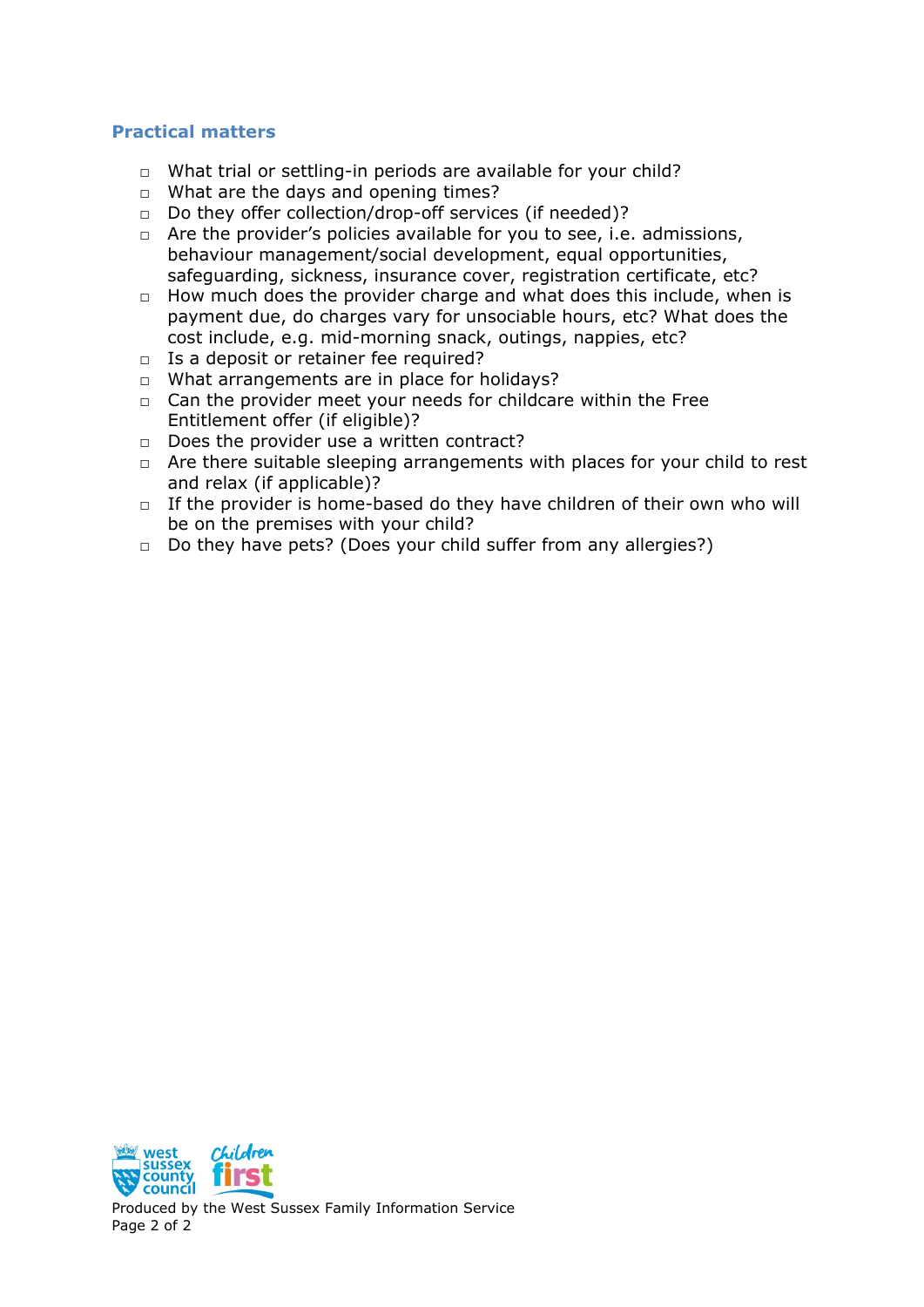## Practical matters

- What trial or settling-in periods are available for your child?
- What are the days and opening times?
- Do they offer collection/drop-off services (if needed)?
- Are the provider's policies available for you to see, i.e. admissions, behaviour management/social development, equal opportunities, safeguarding, sickness, insurance cover, registration certificate, etc?
- How much does the provider charge and what does this include, when is payment due, do charges vary for unsociable hours, etc? What does the cost include, e.g. mid-morning snack, outings, nappies, etc?
- Is a deposit or retainer fee required?
- What arrangements are in place for holidays?
- Can the provider meet your needs for childcare within the Free Entitlement offer (if eligible)?
- Does the provider use a written contract?
- Are there suitable sleeping arrangements with places for your child to rest and relax (if applicable)?
- If the provider is home-based do they have children of their own who will be on the premises with your child?
- Do they have pets? (Does your child suffer from any allergies?)

Produced by the West Sussex Family Information Service